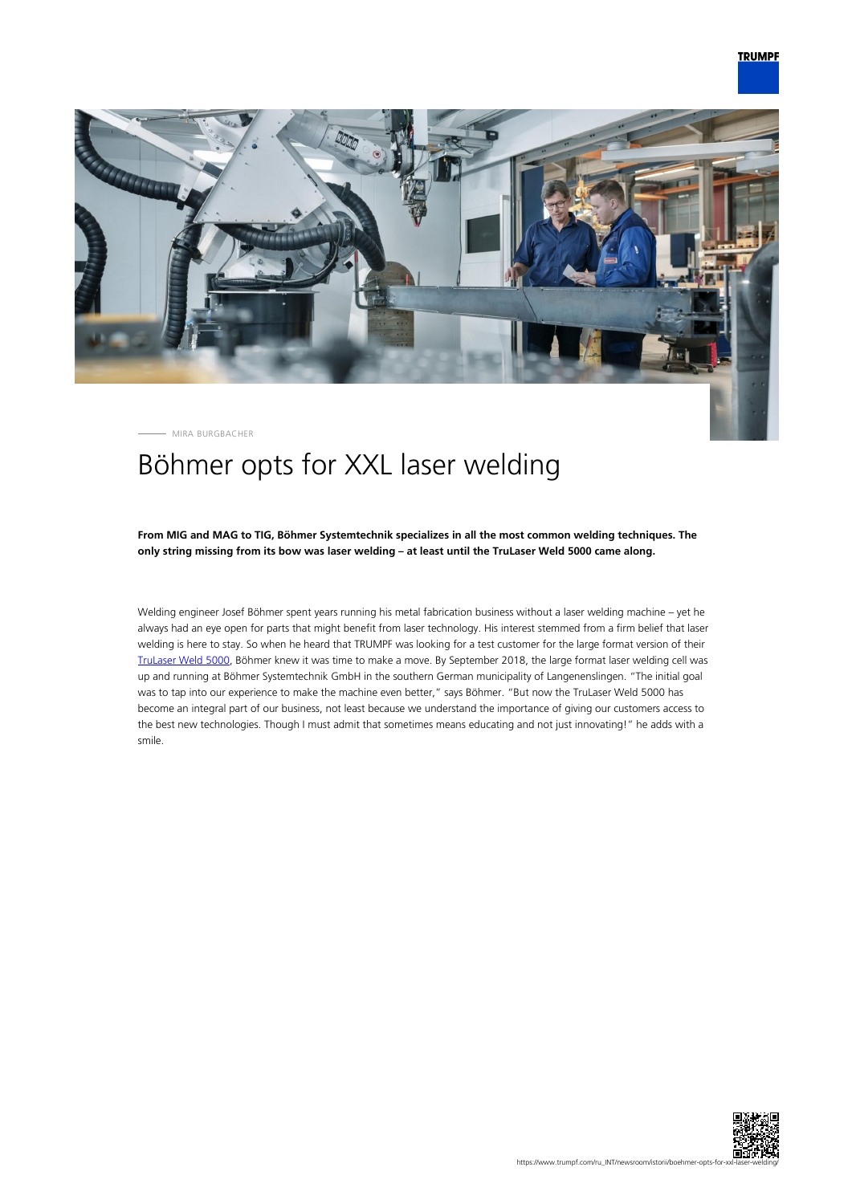MIRA BURGBACHER

# Böhmer opts for XXL laser welding

**From MIG and MAG to TIG, Böhmer Systemtechnik specializes in all the most common welding techniques. The only string missing from its bow was laser welding – at least until the TruLaser Weld 5000 came along.**

Welding engineer Josef Böhmer spent years running his metal fabrication business without a laser welding machine – yet he always had an eye open for parts that might benefit from laser technology. His interest stemmed from a firm belief that laser welding is here to stay. So when he heard that TRUMPF was looking for a test customer for the large format version of their TruLaser Weld 5000, Böhmer knew it was time to make a move. By September 2018, the large format laser welding cell was up and running at Böhmer Systemtechnik GmbH in the southern German municipality of Langenenslingen. "The initial goal was to tap into our experience to make the machine even better," says Böhmer. "But now the TruLaser Weld 5000 has become an integral part of our business, not least because we understand the importance of giving our customers access to the best new technologies. Though I must admit that sometimes means educating and not just innovating!" he adds with a smile.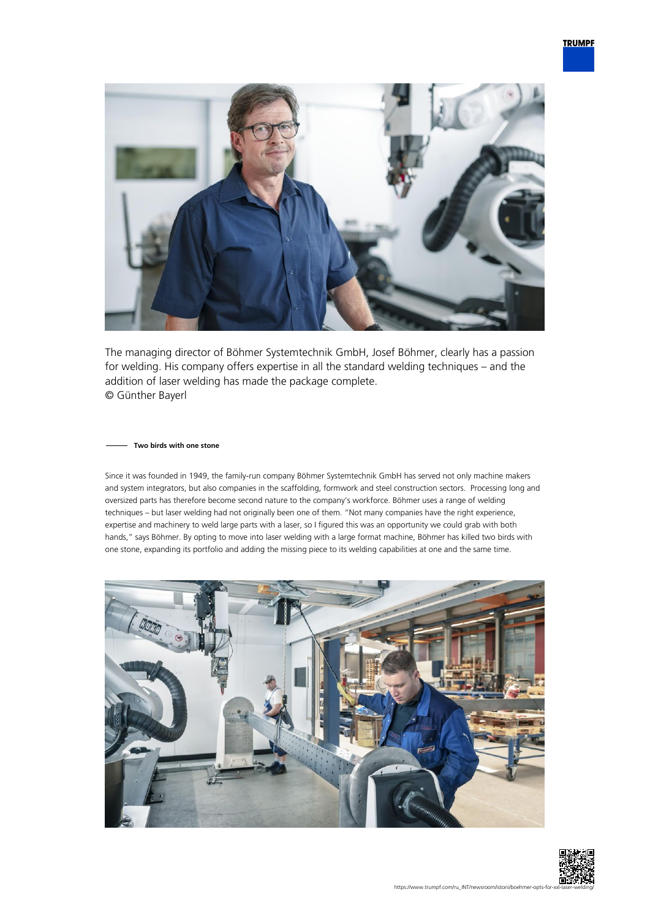The managing director of Böhmer Systemtechnik GmbH, Josef Böhmer, clearly has a passion for welding. His company offers expertise in all the standard welding techniques – and the addition of laser welding has made the package complete.
© Günther Bayerl

#### Two birds with one stone

Since it was founded in 1949, the family-run company Böhmer Systemtechnik GmbH has served not only machine makers and system integrators, but also companies in the scaffolding, formwork and steel construction sectors. Processing long and oversized parts has therefore become second nature to the company's workforce. Böhmer uses a range of welding techniques – but laser welding had not originally been one of them. "Not many companies have the right experience, expertise and machinery to weld large parts with a laser, so I figured this was an opportunity we could grab with both hands," says Böhmer. By opting to move into laser welding with a large format machine, Böhmer has killed two birds with one stone, expanding its portfolio and adding the missing piece to its welding capabilities at one and the same time.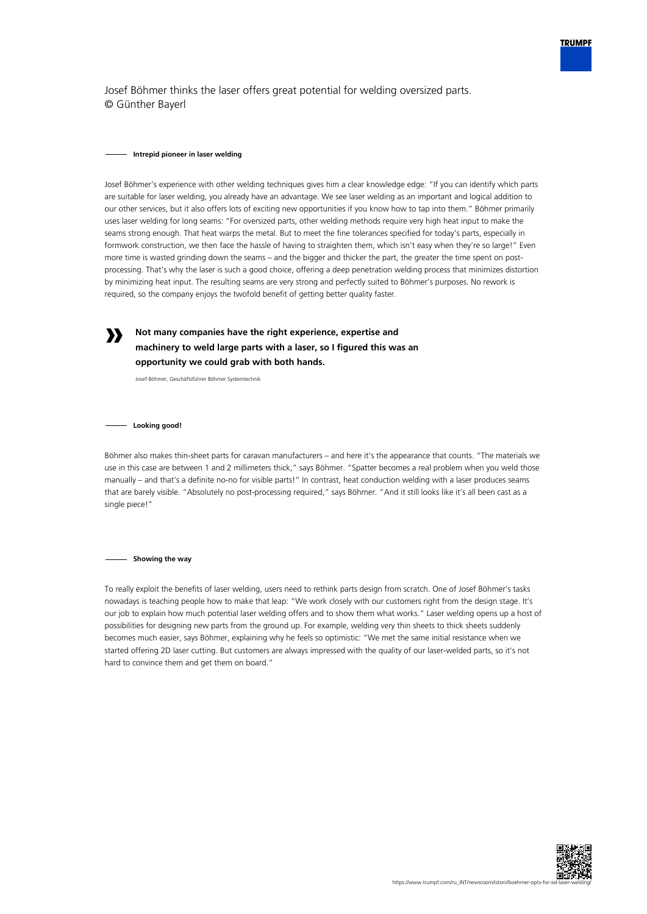Josef Böhmer thinks the laser offers great potential for welding oversized parts.
© Günther Bayerl

### Intrepid pioneer in laser welding

Josef Böhmer's experience with other welding techniques gives him a clear knowledge edge: "If you can identify which parts are suitable for laser welding, you already have an advantage. We see laser welding as an important and logical addition to our other services, but it also offers lots of exciting new opportunities if you know how to tap into them." Böhmer primarily uses laser welding for long seams: "For oversized parts, other welding methods require very high heat input to make the seams strong enough. That heat warps the metal. But to meet the fine tolerances specified for today's parts, especially in formwork construction, we then face the hassle of having to straighten them, which isn't easy when they're so large!" Even more time is wasted grinding down the seams – and the bigger and thicker the part, the greater the time spent on post-processing. That's why the laser is such a good choice, offering a deep penetration welding process that minimizes distortion by minimizing heat input. The resulting seams are very strong and perfectly suited to Böhmer's purposes. No rework is required, so the company enjoys the twofold benefit of getting better quality faster.

> **Not many companies have the right experience, expertise and machinery to weld large parts with a laser, so I figured this was an opportunity we could grab with both hands.**
>
> Josef Böhmer, Geschäftsführer Böhmer Systemtechnik

### Looking good!

Böhmer also makes thin-sheet parts for caravan manufacturers – and here it's the appearance that counts. "The materials we use in this case are between 1 and 2 millimeters thick," says Böhmer. "Spatter becomes a real problem when you weld those manually – and that's a definite no-no for visible parts!" In contrast, heat conduction welding with a laser produces seams that are barely visible. "Absolutely no post-processing required," says Böhmer. "And it still looks like it's all been cast as a single piece!"

### Showing the way

To really exploit the benefits of laser welding, users need to rethink parts design from scratch. One of Josef Böhmer's tasks nowadays is teaching people how to make that leap: "We work closely with our customers right from the design stage. It's our job to explain how much potential laser welding offers and to show them what works." Laser welding opens up a host of possibilities for designing new parts from the ground up. For example, welding very thin sheets to thick sheets suddenly becomes much easier, says Böhmer, explaining why he feels so optimistic: "We met the same initial resistance when we started offering 2D laser cutting. But customers are always impressed with the quality of our laser-welded parts, so it's not hard to convince them and get them on board."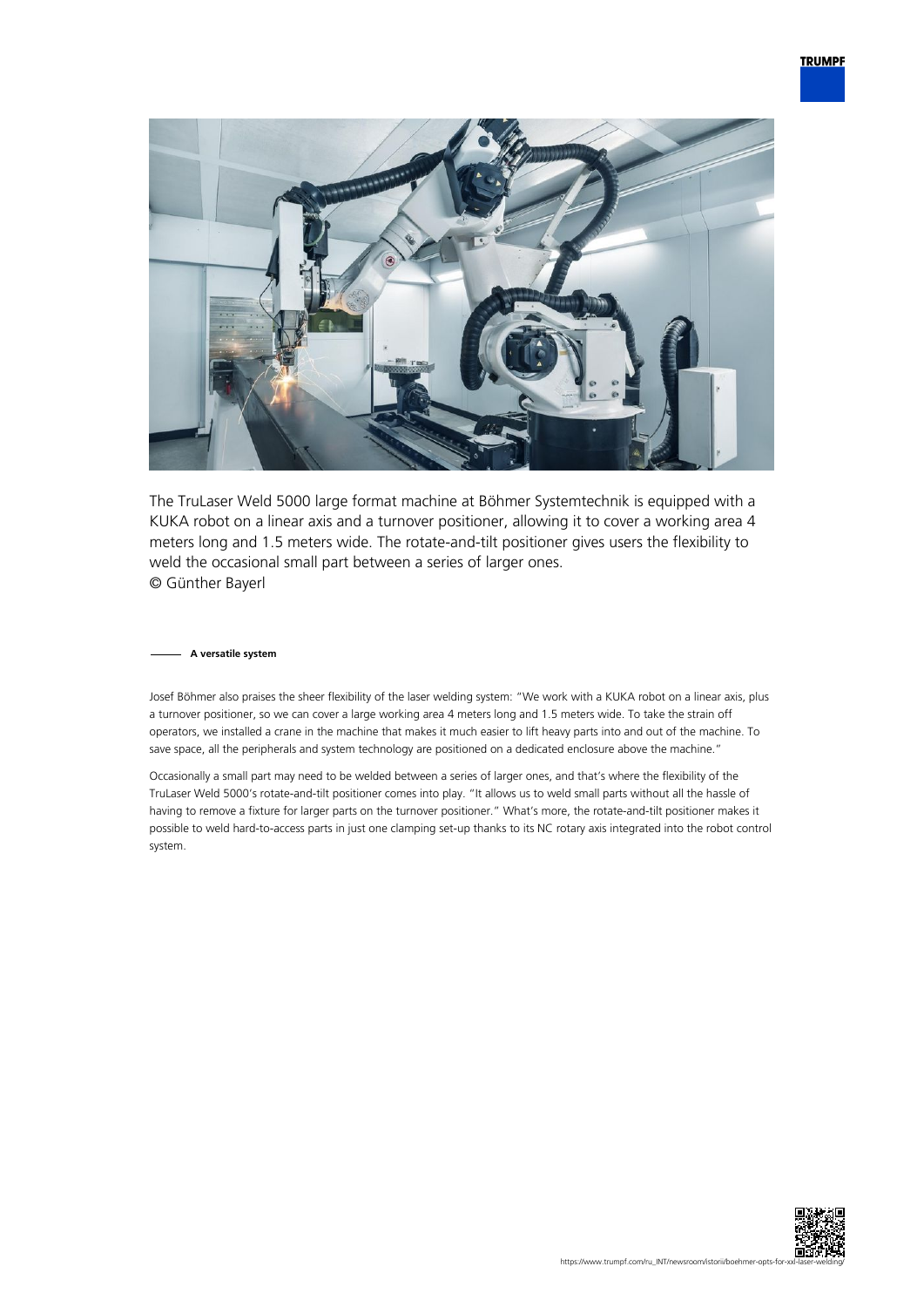The TruLaser Weld 5000 large format machine at Böhmer Systemtechnik is equipped with a KUKA robot on a linear axis and a turnover positioner, allowing it to cover a working area 4 meters long and 1.5 meters wide. The rotate-and-tilt positioner gives users the flexibility to weld the occasional small part between a series of larger ones.
© Günther Bayerl

#### A versatile system

Josef Böhmer also praises the sheer flexibility of the laser welding system: "We work with a KUKA robot on a linear axis, plus a turnover positioner, so we can cover a large working area 4 meters long and 1.5 meters wide. To take the strain off operators, we installed a crane in the machine that makes it much easier to lift heavy parts into and out of the machine. To save space, all the peripherals and system technology are positioned on a dedicated enclosure above the machine."

Occasionally a small part may need to be welded between a series of larger ones, and that's where the flexibility of the TruLaser Weld 5000's rotate-and-tilt positioner comes into play. "It allows us to weld small parts without all the hassle of having to remove a fixture for larger parts on the turnover positioner." What's more, the rotate-and-tilt positioner makes it possible to weld hard-to-access parts in just one clamping set-up thanks to its NC rotary axis integrated into the robot control system.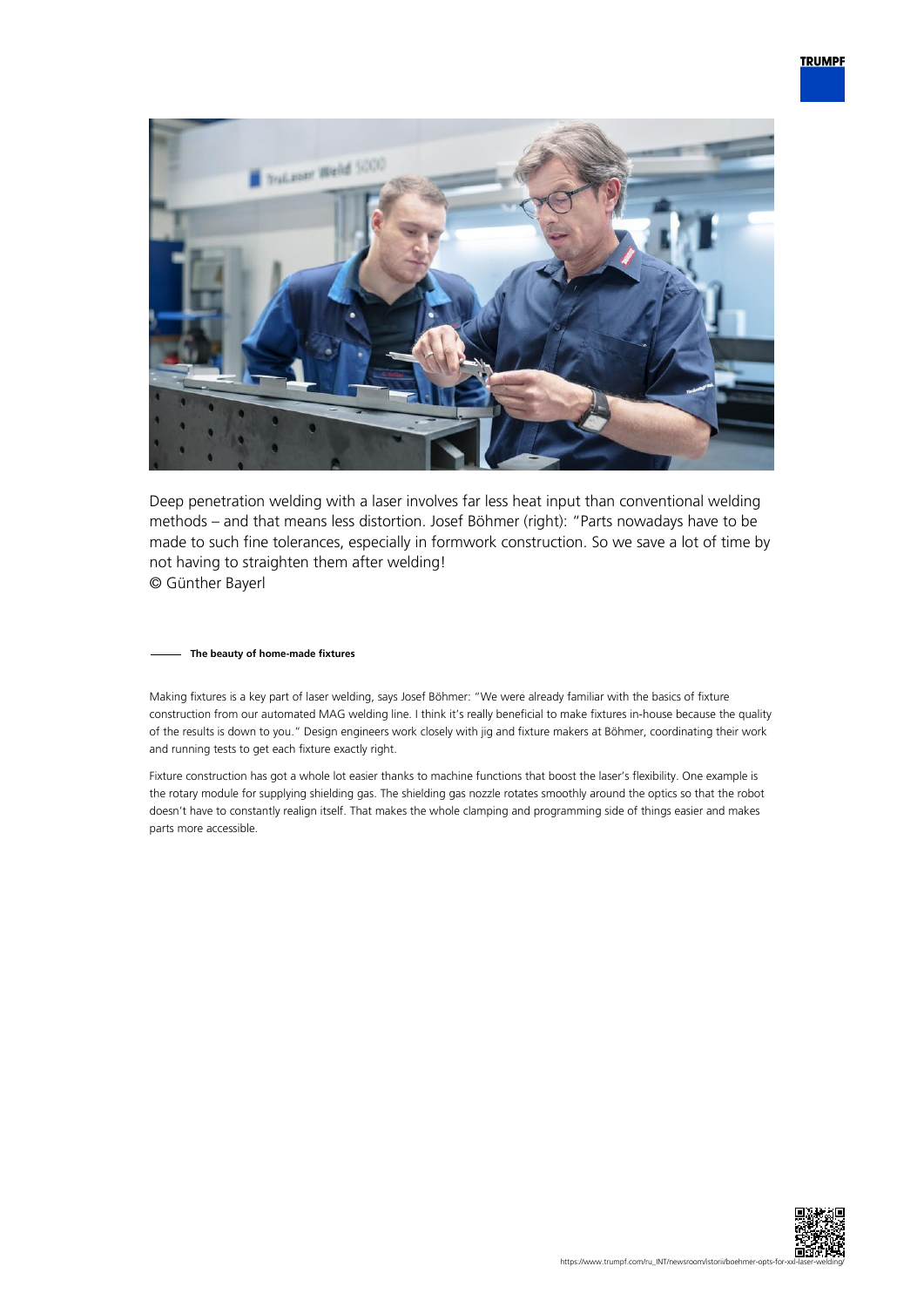Deep penetration welding with a laser involves far less heat input than conventional welding methods – and that means less distortion. Josef Böhmer (right): "Parts nowadays have to be made to such fine tolerances, especially in formwork construction. So we save a lot of time by not having to straighten them after welding!
© Günther Bayerl

## The beauty of home-made fixtures

Making fixtures is a key part of laser welding, says Josef Böhmer: "We were already familiar with the basics of fixture construction from our automated MAG welding line. I think it's really beneficial to make fixtures in-house because the quality of the results is down to you." Design engineers work closely with jig and fixture makers at Böhmer, coordinating their work and running tests to get each fixture exactly right.

Fixture construction has got a whole lot easier thanks to machine functions that boost the laser's flexibility. One example is the rotary module for supplying shielding gas. The shielding gas nozzle rotates smoothly around the optics so that the robot doesn't have to constantly realign itself. That makes the whole clamping and programming side of things easier and makes parts more accessible.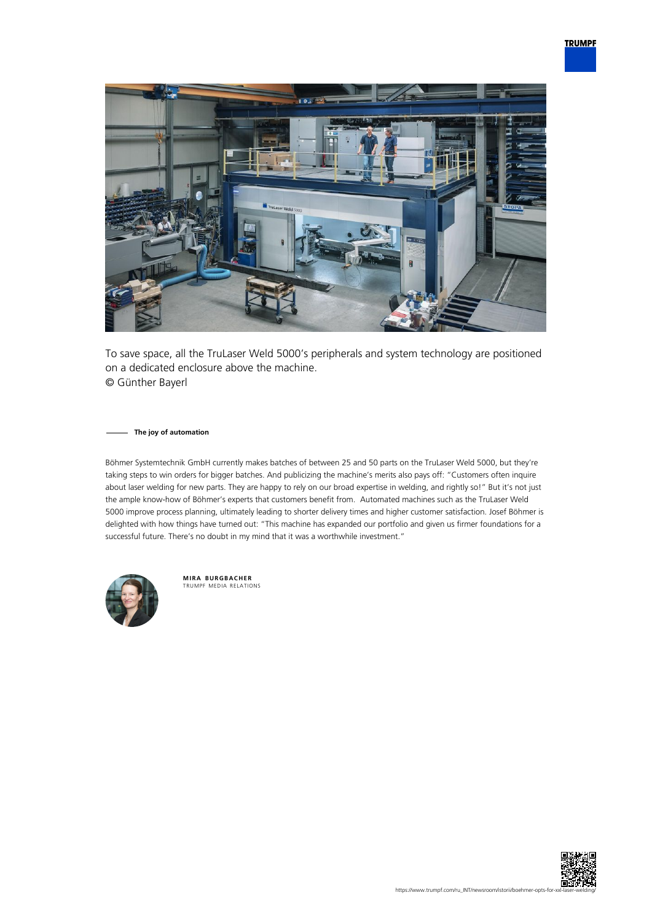To save space, all the TruLaser Weld 5000's peripherals and system technology are positioned on a dedicated enclosure above the machine.
© Günther Bayerl

## The joy of automation

Böhmer Systemtechnik GmbH currently makes batches of between 25 and 50 parts on the TruLaser Weld 5000, but they're taking steps to win orders for bigger batches. And publicizing the machine's merits also pays off: "Customers often inquire about laser welding for new parts. They are happy to rely on our broad expertise in welding, and rightly so!" But it's not just the ample know-how of Böhmer's experts that customers benefit from. Automated machines such as the TruLaser Weld 5000 improve process planning, ultimately leading to shorter delivery times and higher customer satisfaction. Josef Böhmer is delighted with how things have turned out: "This machine has expanded our portfolio and given us firmer foundations for a successful future. There's no doubt in my mind that it was a worthwhile investment."

**MIRA BURGBACHER**
TRUMPF MEDIA RELATIONS